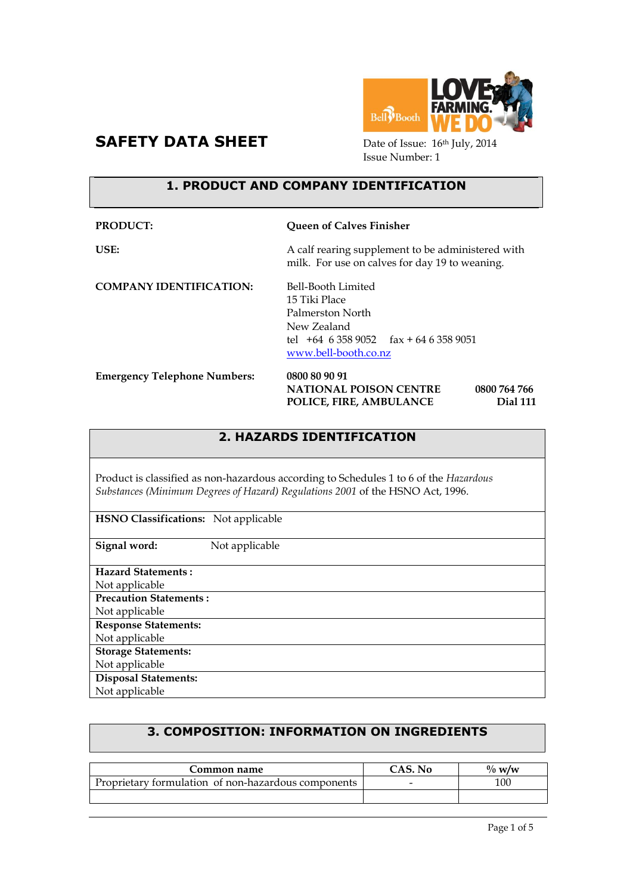# SAFETY DATA SHEET

Date of Issue: 16th July, 2014
Issue Number: 1

## 1. PRODUCT AND COMPANY IDENTIFICATION

**PRODUCT:** **Queen of Calves Finisher**

**USE:** A calf rearing supplement to be administered with milk. For use on calves for day 19 to weaning.

**COMPANY IDENTIFICATION:**
Bell-Booth Limited
15 Tiki Place
Palmerston North
New Zealand
tel +64 6 358 9052 fax + 64 6 358 9051
www.bell-booth.co.nz

**Emergency Telephone Numbers:**
**0800 80 90 91**
**NATIONAL POISON CENTRE 0800 764 766**
**POLICE, FIRE, AMBULANCE Dial 111**

## 2. HAZARDS IDENTIFICATION

Product is classified as non-hazardous according to Schedules 1 to 6 of the *Hazardous Substances (Minimum Degrees of Hazard) Regulations 2001* of the HSNO Act, 1996.

**HSNO Classifications:** Not applicable

**Signal word:** Not applicable

**Hazard Statements :**
Not applicable

**Precaution Statements :**
Not applicable

**Response Statements:**
Not applicable

**Storage Statements:**
Not applicable

**Disposal Statements:**
Not applicable

## 3. COMPOSITION: INFORMATION ON INGREDIENTS

| Common name | CAS. No | % w/w |
|---|---|---|
| Proprietary formulation of non-hazardous components | - | 100 |
| | | |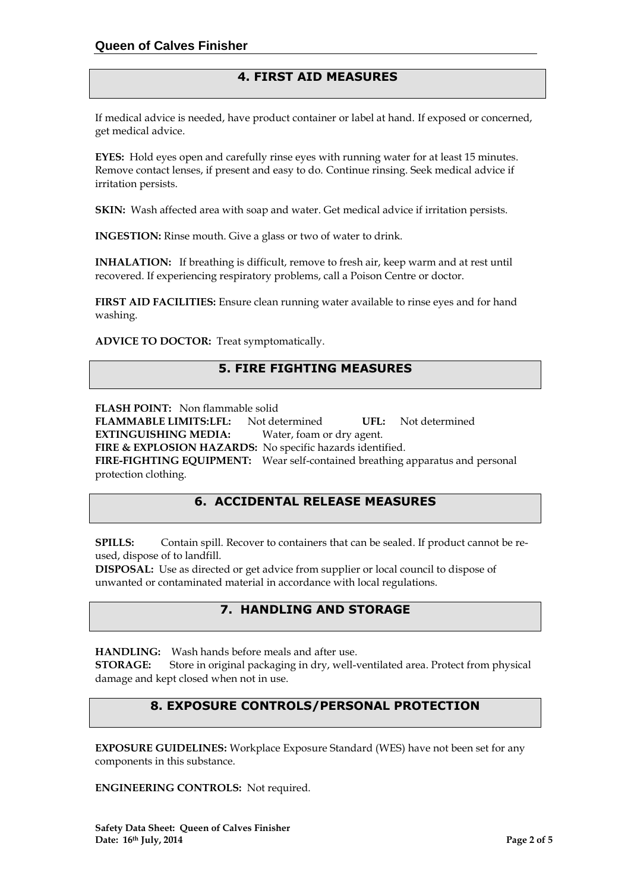## 4. FIRST AID MEASURES

If medical advice is needed, have product container or label at hand. If exposed or concerned, get medical advice.

**EYES:** Hold eyes open and carefully rinse eyes with running water for at least 15 minutes. Remove contact lenses, if present and easy to do. Continue rinsing. Seek medical advice if irritation persists.

**SKIN:** Wash affected area with soap and water. Get medical advice if irritation persists.

**INGESTION:** Rinse mouth. Give a glass or two of water to drink.

**INHALATION:** If breathing is difficult, remove to fresh air, keep warm and at rest until recovered. If experiencing respiratory problems, call a Poison Centre or doctor.

**FIRST AID FACILITIES:** Ensure clean running water available to rinse eyes and for hand washing.

**ADVICE TO DOCTOR:** Treat symptomatically.

## 5. FIRE FIGHTING MEASURES

**FLASH POINT:** Non flammable solid
**FLAMMABLE LIMITS:LFL:** Not determined **UFL:** Not determined
**EXTINGUISHING MEDIA:** Water, foam or dry agent.
**FIRE & EXPLOSION HAZARDS:** No specific hazards identified.
**FIRE-FIGHTING EQUIPMENT:** Wear self-contained breathing apparatus and personal protection clothing.

## 6. ACCIDENTAL RELEASE MEASURES

**SPILLS:** Contain spill. Recover to containers that can be sealed. If product cannot be re-used, dispose of to landfill.
**DISPOSAL:** Use as directed or get advice from supplier or local council to dispose of unwanted or contaminated material in accordance with local regulations.

## 7. HANDLING AND STORAGE

**HANDLING:** Wash hands before meals and after use.
**STORAGE:** Store in original packaging in dry, well-ventilated area. Protect from physical damage and kept closed when not in use.

## 8. EXPOSURE CONTROLS/PERSONAL PROTECTION

**EXPOSURE GUIDELINES:** Workplace Exposure Standard (WES) have not been set for any components in this substance.

**ENGINEERING CONTROLS:** Not required.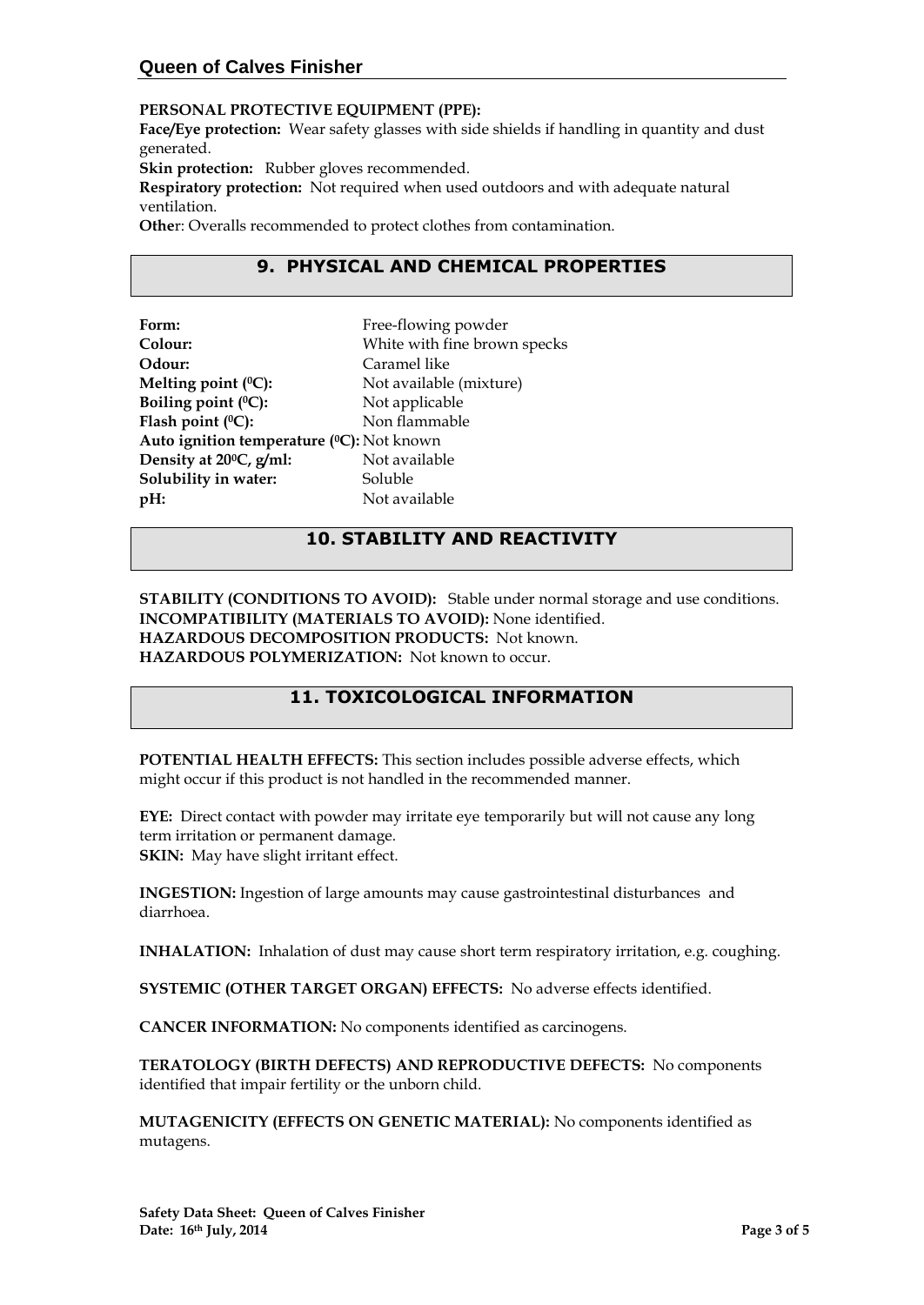**PERSONAL PROTECTIVE EQUIPMENT (PPE):**

**Face/Eye protection:** Wear safety glasses with side shields if handling in quantity and dust generated.

**Skin protection:** Rubber gloves recommended.

**Respiratory protection:** Not required when used outdoors and with adequate natural ventilation.

**Other**: Overalls recommended to protect clothes from contamination.

## 9. PHYSICAL AND CHEMICAL PROPERTIES

| | |
|---|---|
| **Form:** | Free-flowing powder |
| **Colour:** | White with fine brown specks |
| **Odour:** | Caramel like |
| **Melting point ($^0$C):** | Not available (mixture) |
| **Boiling point ($^0$C):** | Not applicable |
| **Flash point ($^0$C):** | Non flammable |
| **Auto ignition temperature ($^0$C):** | Not known |
| **Density at 20$^0$C, g/ml:** | Not available |
| **Solubility in water:** | Soluble |
| **pH:** | Not available |

## 10. STABILITY AND REACTIVITY

**STABILITY (CONDITIONS TO AVOID):** Stable under normal storage and use conditions.
**INCOMPATIBILITY (MATERIALS TO AVOID):** None identified.
**HAZARDOUS DECOMPOSITION PRODUCTS:** Not known.
**HAZARDOUS POLYMERIZATION:** Not known to occur.

## 11. TOXICOLOGICAL INFORMATION

**POTENTIAL HEALTH EFFECTS:** This section includes possible adverse effects, which might occur if this product is not handled in the recommended manner.

**EYE:** Direct contact with powder may irritate eye temporarily but will not cause any long term irritation or permanent damage.
**SKIN:** May have slight irritant effect.

**INGESTION:** Ingestion of large amounts may cause gastrointestinal disturbances and diarrhoea.

**INHALATION:** Inhalation of dust may cause short term respiratory irritation, e.g. coughing.

**SYSTEMIC (OTHER TARGET ORGAN) EFFECTS:** No adverse effects identified.

**CANCER INFORMATION:** No components identified as carcinogens.

**TERATOLOGY (BIRTH DEFECTS) AND REPRODUCTIVE DEFECTS:** No components identified that impair fertility or the unborn child.

**MUTAGENICITY (EFFECTS ON GENETIC MATERIAL):** No components identified as mutagens.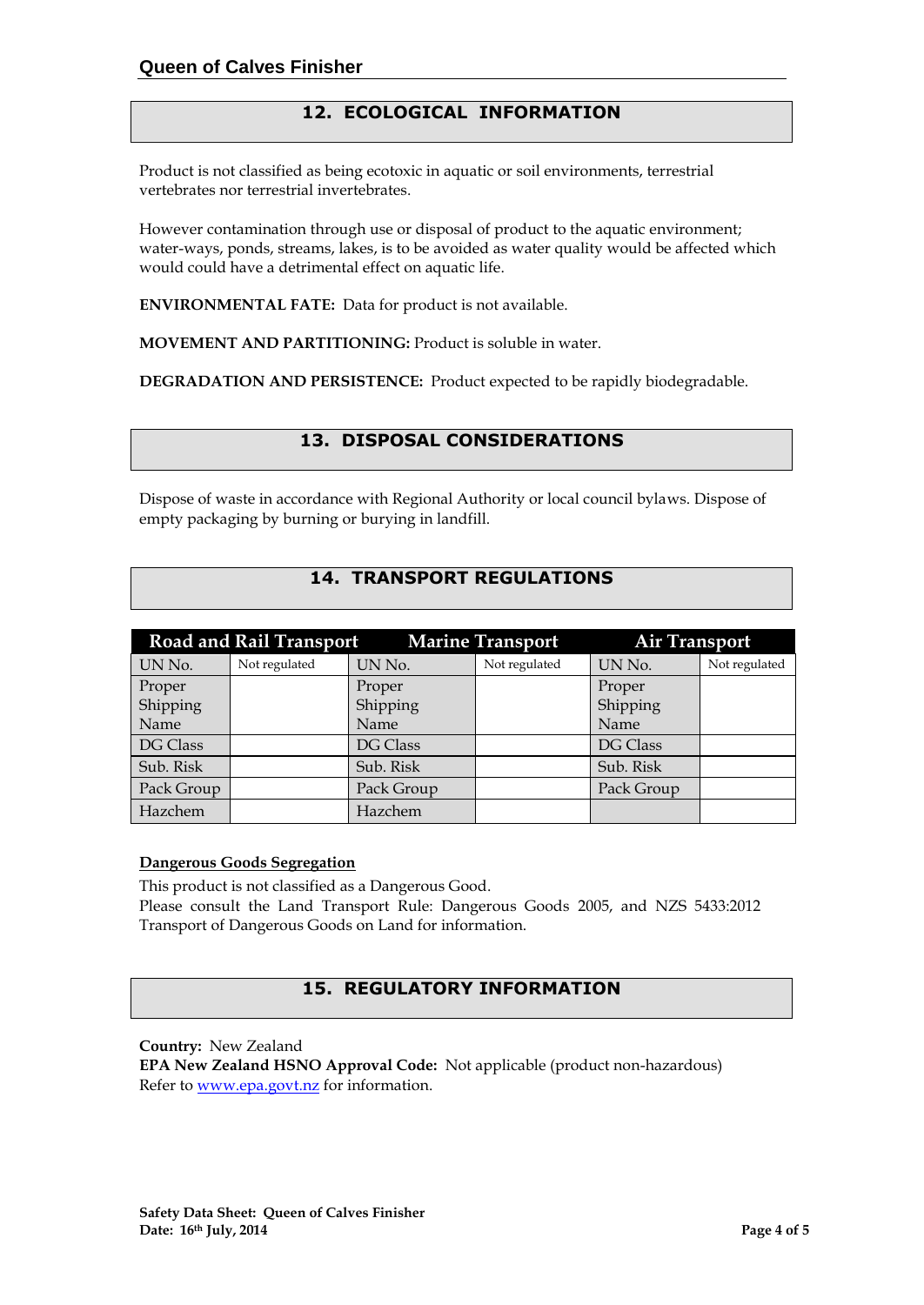## 12. ECOLOGICAL INFORMATION

Product is not classified as being ecotoxic in aquatic or soil environments, terrestrial vertebrates nor terrestrial invertebrates.

However contamination through use or disposal of product to the aquatic environment; water-ways, ponds, streams, lakes, is to be avoided as water quality would be affected which would could have a detrimental effect on aquatic life.

**ENVIRONMENTAL FATE:** Data for product is not available.

**MOVEMENT AND PARTITIONING:** Product is soluble in water.

**DEGRADATION AND PERSISTENCE:** Product expected to be rapidly biodegradable.

## 13. DISPOSAL CONSIDERATIONS

Dispose of waste in accordance with Regional Authority or local council bylaws. Dispose of empty packaging by burning or burying in landfill.

## 14. TRANSPORT REGULATIONS

| Road and Rail Transport | | Marine Transport | | Air Transport | |
|---|---|---|---|---|---|
| UN No. | Not regulated | UN No. | Not regulated | UN No. | Not regulated |
| Proper Shipping Name | | Proper Shipping Name | | Proper Shipping Name | |
| DG Class | | DG Class | | DG Class | |
| Sub. Risk | | Sub. Risk | | Sub. Risk | |
| Pack Group | | Pack Group | | Pack Group | |
| Hazchem | | Hazchem | | | |

**Dangerous Goods Segregation**

This product is not classified as a Dangerous Good.
Please consult the Land Transport Rule: Dangerous Goods 2005, and NZS 5433:2012 Transport of Dangerous Goods on Land for information.

## 15. REGULATORY INFORMATION

**Country:** New Zealand
**EPA New Zealand HSNO Approval Code:** Not applicable (product non-hazardous)
Refer to www.epa.govt.nz for information.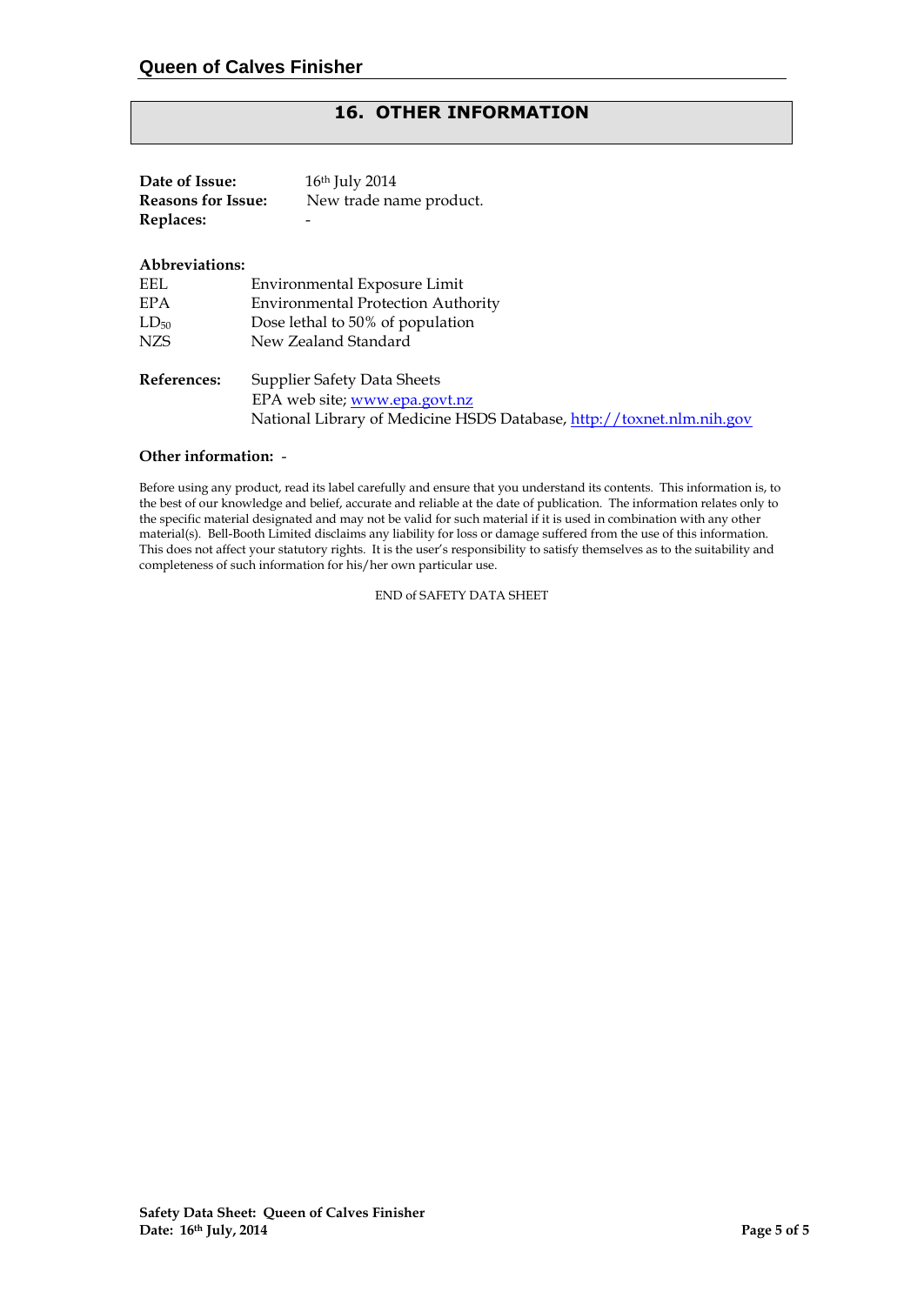## 16. OTHER INFORMATION

| | |
|---|---|
| **Date of Issue:** | 16th July 2014 |
| **Reasons for Issue:** | New trade name product. |
| **Replaces:** | - |

**Abbreviations:**

| | |
|---|---|
| EEL | Environmental Exposure Limit |
| EPA | Environmental Protection Authority |
| $LD_{50}$ | Dose lethal to 50% of population |
| NZS | New Zealand Standard |

**References:** Supplier Safety Data Sheets
EPA web site; www.epa.govt.nz
National Library of Medicine HSDS Database, http://toxnet.nlm.nih.gov

**Other information:** -

Before using any product, read its label carefully and ensure that you understand its contents. This information is, to the best of our knowledge and belief, accurate and reliable at the date of publication. The information relates only to the specific material designated and may not be valid for such material if it is used in combination with any other material(s). Bell-Booth Limited disclaims any liability for loss or damage suffered from the use of this information. This does not affect your statutory rights. It is the user's responsibility to satisfy themselves as to the suitability and completeness of such information for his/her own particular use.

END of SAFETY DATA SHEET